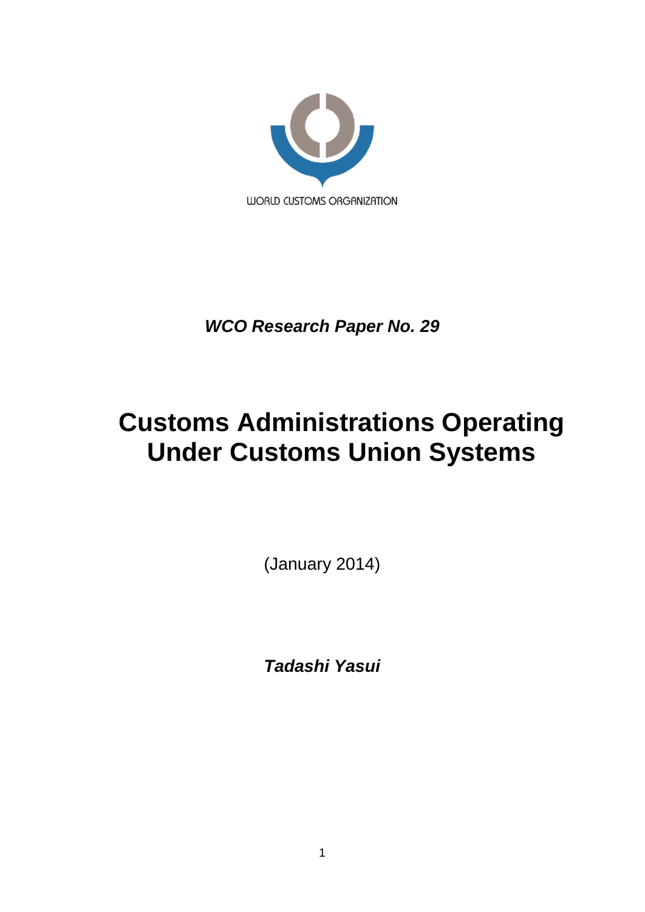WORLD CUSTOMS ORGANIZATION

***WCO Research Paper No. 29***

# Customs Administrations Operating Under Customs Union Systems

(January 2014)

***Tadashi Yasui***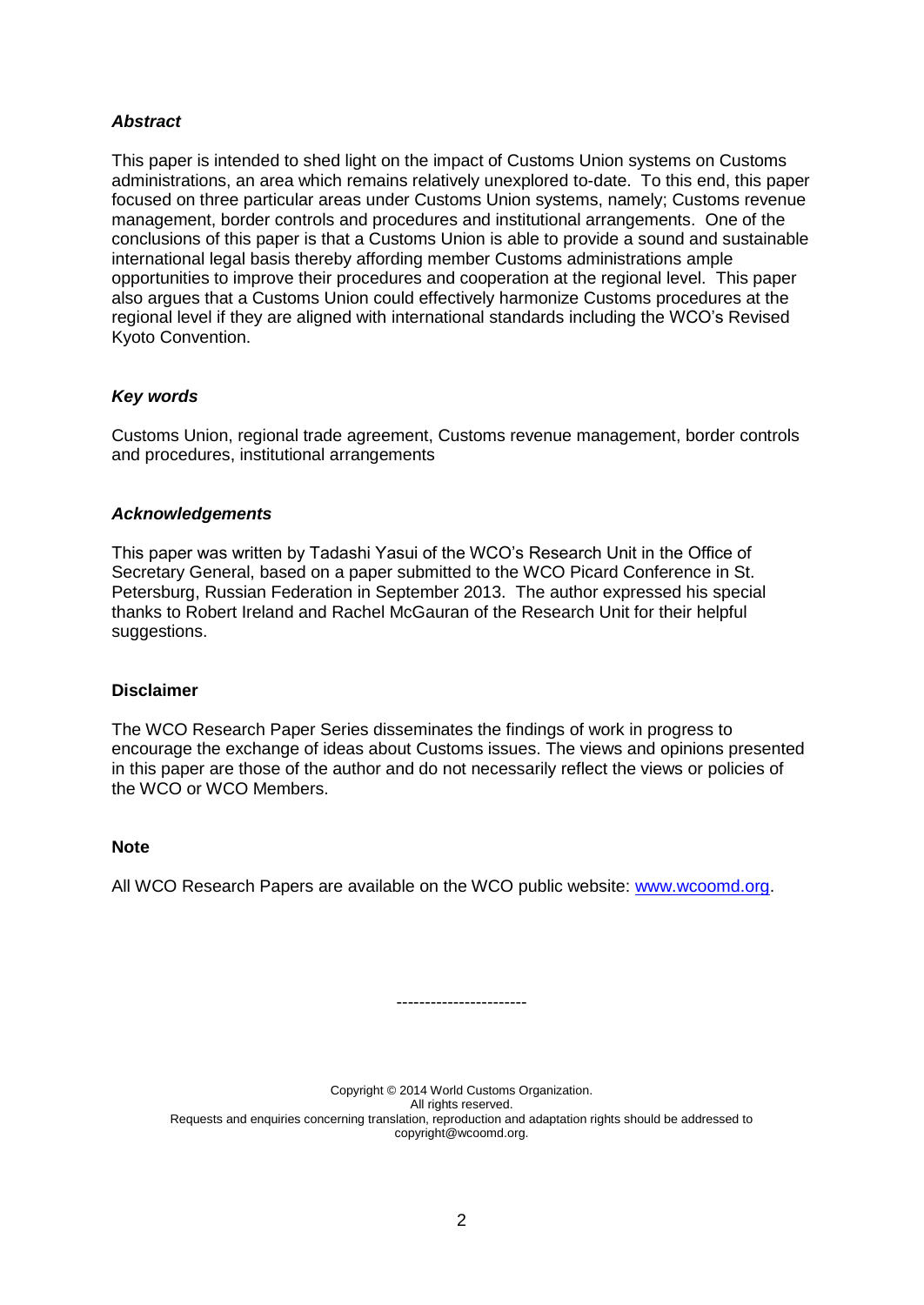### *Abstract*

This paper is intended to shed light on the impact of Customs Union systems on Customs administrations, an area which remains relatively unexplored to-date. To this end, this paper focused on three particular areas under Customs Union systems, namely; Customs revenue management, border controls and procedures and institutional arrangements. One of the conclusions of this paper is that a Customs Union is able to provide a sound and sustainable international legal basis thereby affording member Customs administrations ample opportunities to improve their procedures and cooperation at the regional level. This paper also argues that a Customs Union could effectively harmonize Customs procedures at the regional level if they are aligned with international standards including the WCO's Revised Kyoto Convention.

### *Key words*

Customs Union, regional trade agreement, Customs revenue management, border controls and procedures, institutional arrangements

### *Acknowledgements*

This paper was written by Tadashi Yasui of the WCO's Research Unit in the Office of Secretary General, based on a paper submitted to the WCO Picard Conference in St. Petersburg, Russian Federation in September 2013. The author expressed his special thanks to Robert Ireland and Rachel McGauran of the Research Unit for their helpful suggestions.

### Disclaimer

The WCO Research Paper Series disseminates the findings of work in progress to encourage the exchange of ideas about Customs issues. The views and opinions presented in this paper are those of the author and do not necessarily reflect the views or policies of the WCO or WCO Members.

### Note

All WCO Research Papers are available on the WCO public website: [www.wcoomd.org](http://www.wcoomd.org).

-----------------------

Copyright © 2014 World Customs Organization.
All rights reserved.
Requests and enquiries concerning translation, reproduction and adaptation rights should be addressed to copyright@wcoomd.org.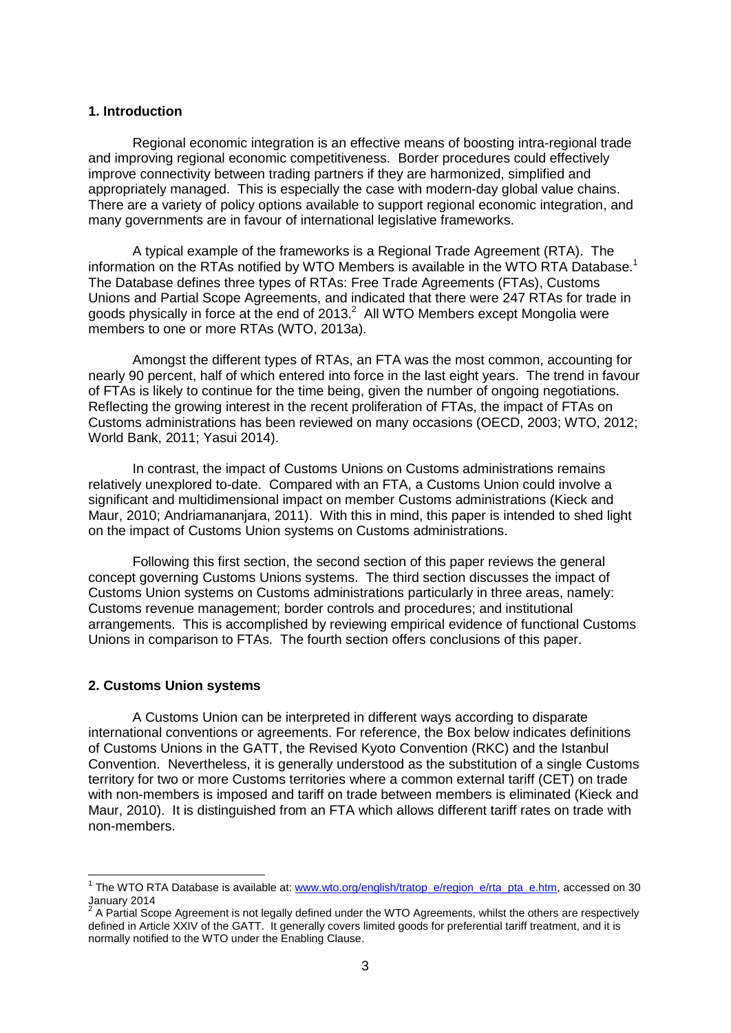## 1. Introduction

Regional economic integration is an effective means of boosting intra-regional trade and improving regional economic competitiveness. Border procedures could effectively improve connectivity between trading partners if they are harmonized, simplified and appropriately managed. This is especially the case with modern-day global value chains. There are a variety of policy options available to support regional economic integration, and many governments are in favour of international legislative frameworks.

A typical example of the frameworks is a Regional Trade Agreement (RTA). The information on the RTAs notified by WTO Members is available in the WTO RTA Database.[1] The Database defines three types of RTAs: Free Trade Agreements (FTAs), Customs Unions and Partial Scope Agreements, and indicated that there were 247 RTAs for trade in goods physically in force at the end of 2013.[2] All WTO Members except Mongolia were members to one or more RTAs (WTO, 2013a).

Amongst the different types of RTAs, an FTA was the most common, accounting for nearly 90 percent, half of which entered into force in the last eight years. The trend in favour of FTAs is likely to continue for the time being, given the number of ongoing negotiations. Reflecting the growing interest in the recent proliferation of FTAs, the impact of FTAs on Customs administrations has been reviewed on many occasions (OECD, 2003; WTO, 2012; World Bank, 2011; Yasui 2014).

In contrast, the impact of Customs Unions on Customs administrations remains relatively unexplored to-date. Compared with an FTA, a Customs Union could involve a significant and multidimensional impact on member Customs administrations (Kieck and Maur, 2010; Andriamananjara, 2011). With this in mind, this paper is intended to shed light on the impact of Customs Union systems on Customs administrations.

Following this first section, the second section of this paper reviews the general concept governing Customs Unions systems. The third section discusses the impact of Customs Union systems on Customs administrations particularly in three areas, namely: Customs revenue management; border controls and procedures; and institutional arrangements. This is accomplished by reviewing empirical evidence of functional Customs Unions in comparison to FTAs. The fourth section offers conclusions of this paper.

## 2. Customs Union systems

A Customs Union can be interpreted in different ways according to disparate international conventions or agreements. For reference, the Box below indicates definitions of Customs Unions in the GATT, the Revised Kyoto Convention (RKC) and the Istanbul Convention. Nevertheless, it is generally understood as the substitution of a single Customs territory for two or more Customs territories where a common external tariff (CET) on trade with non-members is imposed and tariff on trade between members is eliminated (Kieck and Maur, 2010). It is distinguished from an FTA which allows different tariff rates on trade with non-members.

---

[1] The WTO RTA Database is available at: www.wto.org/english/tratop_e/region_e/rta_pta_e.htm, accessed on 30 January 2014

[2] A Partial Scope Agreement is not legally defined under the WTO Agreements, whilst the others are respectively defined in Article XXIV of the GATT. It generally covers limited goods for preferential tariff treatment, and it is normally notified to the WTO under the Enabling Clause.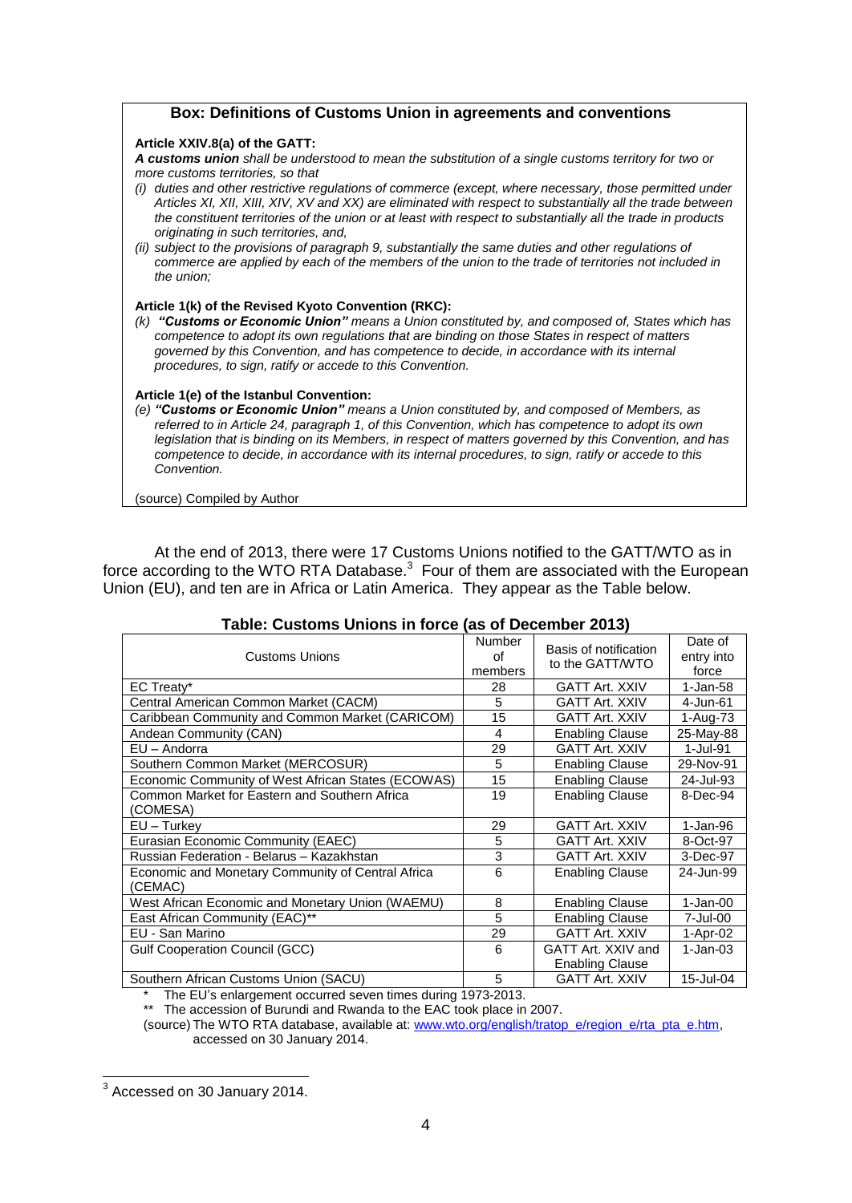**Box: Definitions of Customs Union in agreements and conventions**

**Article XXIV.8(a) of the GATT:**

***A customs union*** *shall be understood to mean the substitution of a single customs territory for two or more customs territories, so that*

*(i) duties and other restrictive regulations of commerce (except, where necessary, those permitted under Articles XI, XII, XIII, XIV, XV and XX) are eliminated with respect to substantially all the trade between the constituent territories of the union or at least with respect to substantially all the trade in products originating in such territories, and,*

*(ii) subject to the provisions of paragraph 9, substantially the same duties and other regulations of commerce are applied by each of the members of the union to the trade of territories not included in the union;*

**Article 1(k) of the Revised Kyoto Convention (RKC):**

*(k)* ***"Customs or Economic Union"*** *means a Union constituted by, and composed of, States which has competence to adopt its own regulations that are binding on those States in respect of matters governed by this Convention, and has competence to decide, in accordance with its internal procedures, to sign, ratify or accede to this Convention.*

**Article 1(e) of the Istanbul Convention:**

*(e)* ***"Customs or Economic Union"*** *means a Union constituted by, and composed of Members, as referred to in Article 24, paragraph 1, of this Convention, which has competence to adopt its own legislation that is binding on its Members, in respect of matters governed by this Convention, and has competence to decide, in accordance with its internal procedures, to sign, ratify or accede to this Convention.*

(source) Compiled by Author

At the end of 2013, there were 17 Customs Unions notified to the GATT/WTO as in force according to the WTO RTA Database.[3] Four of them are associated with the European Union (EU), and ten are in Africa or Latin America. They appear as the Table below.

**Table: Customs Unions in force (as of December 2013)**

| Customs Unions | Number of members | Basis of notification to the GATT/WTO | Date of entry into force |
|---|---|---|---|
| EC Treaty* | 28 | GATT Art. XXIV | 1-Jan-58 |
| Central American Common Market (CACM) | 5 | GATT Art. XXIV | 4-Jun-61 |
| Caribbean Community and Common Market (CARICOM) | 15 | GATT Art. XXIV | 1-Aug-73 |
| Andean Community (CAN) | 4 | Enabling Clause | 25-May-88 |
| EU – Andorra | 29 | GATT Art. XXIV | 1-Jul-91 |
| Southern Common Market (MERCOSUR) | 5 | Enabling Clause | 29-Nov-91 |
| Economic Community of West African States (ECOWAS) | 15 | Enabling Clause | 24-Jul-93 |
| Common Market for Eastern and Southern Africa (COMESA) | 19 | Enabling Clause | 8-Dec-94 |
| EU – Turkey | 29 | GATT Art. XXIV | 1-Jan-96 |
| Eurasian Economic Community (EAEC) | 5 | GATT Art. XXIV | 8-Oct-97 |
| Russian Federation - Belarus – Kazakhstan | 3 | GATT Art. XXIV | 3-Dec-97 |
| Economic and Monetary Community of Central Africa (CEMAC) | 6 | Enabling Clause | 24-Jun-99 |
| West African Economic and Monetary Union (WAEMU) | 8 | Enabling Clause | 1-Jan-00 |
| East African Community (EAC)** | 5 | Enabling Clause | 7-Jul-00 |
| EU - San Marino | 29 | GATT Art. XXIV | 1-Apr-02 |
| Gulf Cooperation Council (GCC) | 6 | GATT Art. XXIV and Enabling Clause | 1-Jan-03 |
| Southern African Customs Union (SACU) | 5 | GATT Art. XXIV | 15-Jul-04 |

\* The EU's enlargement occurred seven times during 1973-2013.

\*\* The accession of Burundi and Rwanda to the EAC took place in 2007.

(source) The WTO RTA database, available at: www.wto.org/english/tratop_e/region_e/rta_pta_e.htm, accessed on 30 January 2014.

[3] Accessed on 30 January 2014.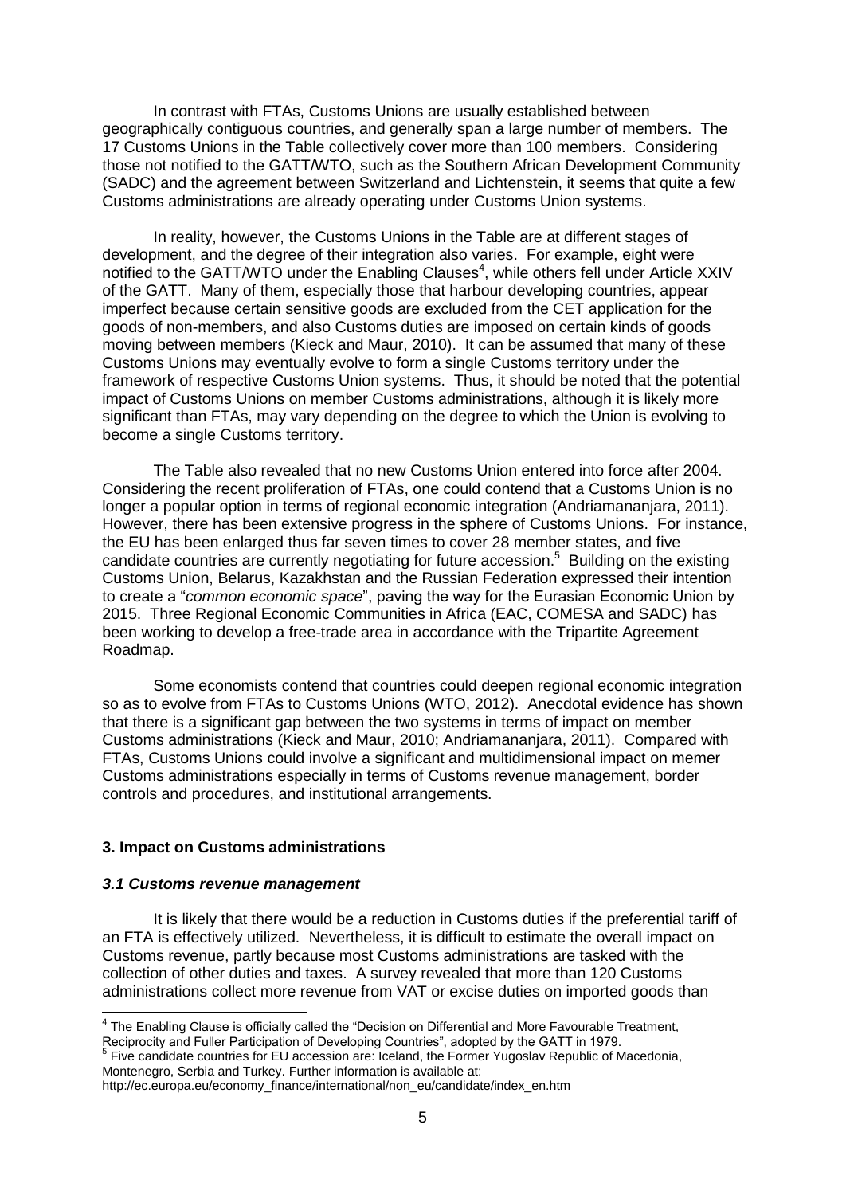In contrast with FTAs, Customs Unions are usually established between geographically contiguous countries, and generally span a large number of members. The 17 Customs Unions in the Table collectively cover more than 100 members. Considering those not notified to the GATT/WTO, such as the Southern African Development Community (SADC) and the agreement between Switzerland and Lichtenstein, it seems that quite a few Customs administrations are already operating under Customs Union systems.

In reality, however, the Customs Unions in the Table are at different stages of development, and the degree of their integration also varies. For example, eight were notified to the GATT/WTO under the Enabling Clauses[4], while others fell under Article XXIV of the GATT. Many of them, especially those that harbour developing countries, appear imperfect because certain sensitive goods are excluded from the CET application for the goods of non-members, and also Customs duties are imposed on certain kinds of goods moving between members (Kieck and Maur, 2010). It can be assumed that many of these Customs Unions may eventually evolve to form a single Customs territory under the framework of respective Customs Union systems. Thus, it should be noted that the potential impact of Customs Unions on member Customs administrations, although it is likely more significant than FTAs, may vary depending on the degree to which the Union is evolving to become a single Customs territory.

The Table also revealed that no new Customs Union entered into force after 2004. Considering the recent proliferation of FTAs, one could contend that a Customs Union is no longer a popular option in terms of regional economic integration (Andriamananjara, 2011). However, there has been extensive progress in the sphere of Customs Unions. For instance, the EU has been enlarged thus far seven times to cover 28 member states, and five candidate countries are currently negotiating for future accession.[5] Building on the existing Customs Union, Belarus, Kazakhstan and the Russian Federation expressed their intention to create a "*common economic space*", paving the way for the Eurasian Economic Union by 2015. Three Regional Economic Communities in Africa (EAC, COMESA and SADC) has been working to develop a free-trade area in accordance with the Tripartite Agreement Roadmap.

Some economists contend that countries could deepen regional economic integration so as to evolve from FTAs to Customs Unions (WTO, 2012). Anecdotal evidence has shown that there is a significant gap between the two systems in terms of impact on member Customs administrations (Kieck and Maur, 2010; Andriamananjara, 2011). Compared with FTAs, Customs Unions could involve a significant and multidimensional impact on memer Customs administrations especially in terms of Customs revenue management, border controls and procedures, and institutional arrangements.

## 3. Impact on Customs administrations

### *3.1 Customs revenue management*

It is likely that there would be a reduction in Customs duties if the preferential tariff of an FTA is effectively utilized. Nevertheless, it is difficult to estimate the overall impact on Customs revenue, partly because most Customs administrations are tasked with the collection of other duties and taxes. A survey revealed that more than 120 Customs administrations collect more revenue from VAT or excise duties on imported goods than

---

[4] The Enabling Clause is officially called the "Decision on Differential and More Favourable Treatment, Reciprocity and Fuller Participation of Developing Countries", adopted by the GATT in 1979.

[5] Five candidate countries for EU accession are: Iceland, the Former Yugoslav Republic of Macedonia, Montenegro, Serbia and Turkey. Further information is available at: http://ec.europa.eu/economy_finance/international/non_eu/candidate/index_en.htm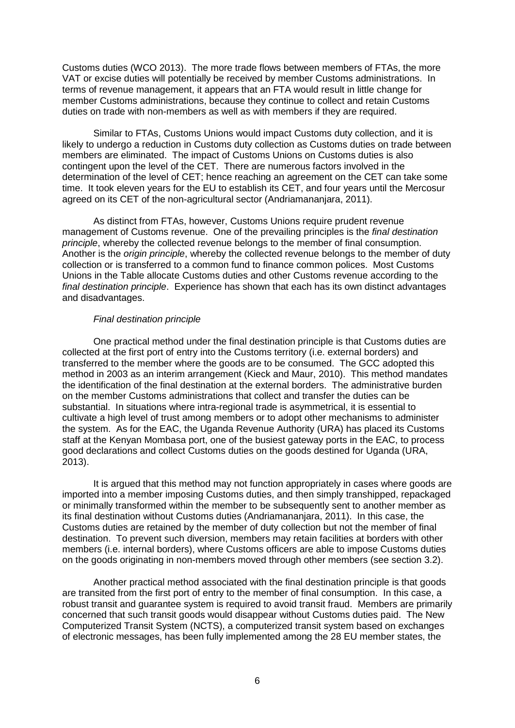Customs duties (WCO 2013). The more trade flows between members of FTAs, the more VAT or excise duties will potentially be received by member Customs administrations. In terms of revenue management, it appears that an FTA would result in little change for member Customs administrations, because they continue to collect and retain Customs duties on trade with non-members as well as with members if they are required.

Similar to FTAs, Customs Unions would impact Customs duty collection, and it is likely to undergo a reduction in Customs duty collection as Customs duties on trade between members are eliminated. The impact of Customs Unions on Customs duties is also contingent upon the level of the CET. There are numerous factors involved in the determination of the level of CET; hence reaching an agreement on the CET can take some time. It took eleven years for the EU to establish its CET, and four years until the Mercosur agreed on its CET of the non-agricultural sector (Andriamananjara, 2011).

As distinct from FTAs, however, Customs Unions require prudent revenue management of Customs revenue. One of the prevailing principles is the *final destination principle*, whereby the collected revenue belongs to the member of final consumption. Another is the *origin principle*, whereby the collected revenue belongs to the member of duty collection or is transferred to a common fund to finance common polices. Most Customs Unions in the Table allocate Customs duties and other Customs revenue according to the *final destination principle*. Experience has shown that each has its own distinct advantages and disadvantages.

*Final destination principle*

One practical method under the final destination principle is that Customs duties are collected at the first port of entry into the Customs territory (i.e. external borders) and transferred to the member where the goods are to be consumed. The GCC adopted this method in 2003 as an interim arrangement (Kieck and Maur, 2010). This method mandates the identification of the final destination at the external borders. The administrative burden on the member Customs administrations that collect and transfer the duties can be substantial. In situations where intra-regional trade is asymmetrical, it is essential to cultivate a high level of trust among members or to adopt other mechanisms to administer the system. As for the EAC, the Uganda Revenue Authority (URA) has placed its Customs staff at the Kenyan Mombasa port, one of the busiest gateway ports in the EAC, to process good declarations and collect Customs duties on the goods destined for Uganda (URA, 2013).

It is argued that this method may not function appropriately in cases where goods are imported into a member imposing Customs duties, and then simply transhipped, repackaged or minimally transformed within the member to be subsequently sent to another member as its final destination without Customs duties (Andriamananjara, 2011). In this case, the Customs duties are retained by the member of duty collection but not the member of final destination. To prevent such diversion, members may retain facilities at borders with other members (i.e. internal borders), where Customs officers are able to impose Customs duties on the goods originating in non-members moved through other members (see section 3.2).

Another practical method associated with the final destination principle is that goods are transited from the first port of entry to the member of final consumption. In this case, a robust transit and guarantee system is required to avoid transit fraud. Members are primarily concerned that such transit goods would disappear without Customs duties paid. The New Computerized Transit System (NCTS), a computerized transit system based on exchanges of electronic messages, has been fully implemented among the 28 EU member states, the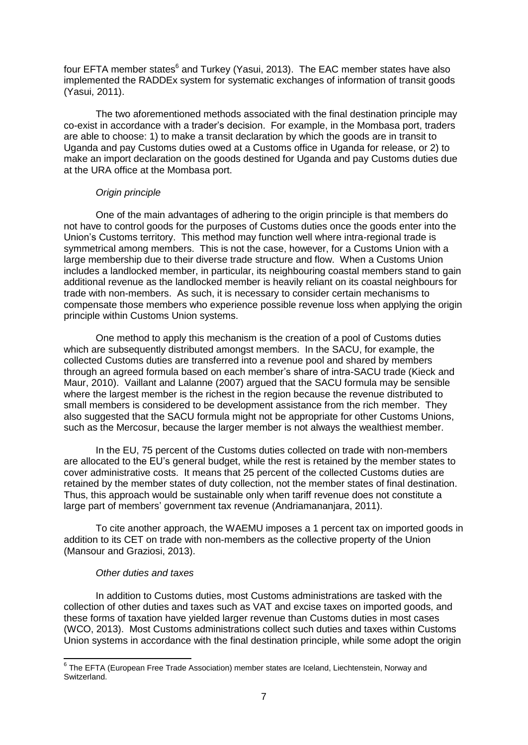four EFTA member states[6] and Turkey (Yasui, 2013). The EAC member states have also implemented the RADDEx system for systematic exchanges of information of transit goods (Yasui, 2011).

The two aforementioned methods associated with the final destination principle may co-exist in accordance with a trader's decision. For example, in the Mombasa port, traders are able to choose: 1) to make a transit declaration by which the goods are in transit to Uganda and pay Customs duties owed at a Customs office in Uganda for release, or 2) to make an import declaration on the goods destined for Uganda and pay Customs duties due at the URA office at the Mombasa port.

*Origin principle*

One of the main advantages of adhering to the origin principle is that members do not have to control goods for the purposes of Customs duties once the goods enter into the Union's Customs territory. This method may function well where intra-regional trade is symmetrical among members. This is not the case, however, for a Customs Union with a large membership due to their diverse trade structure and flow. When a Customs Union includes a landlocked member, in particular, its neighbouring coastal members stand to gain additional revenue as the landlocked member is heavily reliant on its coastal neighbours for trade with non-members. As such, it is necessary to consider certain mechanisms to compensate those members who experience possible revenue loss when applying the origin principle within Customs Union systems.

One method to apply this mechanism is the creation of a pool of Customs duties which are subsequently distributed amongst members. In the SACU, for example, the collected Customs duties are transferred into a revenue pool and shared by members through an agreed formula based on each member's share of intra-SACU trade (Kieck and Maur, 2010). Vaillant and Lalanne (2007) argued that the SACU formula may be sensible where the largest member is the richest in the region because the revenue distributed to small members is considered to be development assistance from the rich member. They also suggested that the SACU formula might not be appropriate for other Customs Unions, such as the Mercosur, because the larger member is not always the wealthiest member.

In the EU, 75 percent of the Customs duties collected on trade with non-members are allocated to the EU's general budget, while the rest is retained by the member states to cover administrative costs. It means that 25 percent of the collected Customs duties are retained by the member states of duty collection, not the member states of final destination. Thus, this approach would be sustainable only when tariff revenue does not constitute a large part of members' government tax revenue (Andriamananjara, 2011).

To cite another approach, the WAEMU imposes a 1 percent tax on imported goods in addition to its CET on trade with non-members as the collective property of the Union (Mansour and Graziosi, 2013).

*Other duties and taxes*

In addition to Customs duties, most Customs administrations are tasked with the collection of other duties and taxes such as VAT and excise taxes on imported goods, and these forms of taxation have yielded larger revenue than Customs duties in most cases (WCO, 2013). Most Customs administrations collect such duties and taxes within Customs Union systems in accordance with the final destination principle, while some adopt the origin

---

[6] The EFTA (European Free Trade Association) member states are Iceland, Liechtenstein, Norway and Switzerland.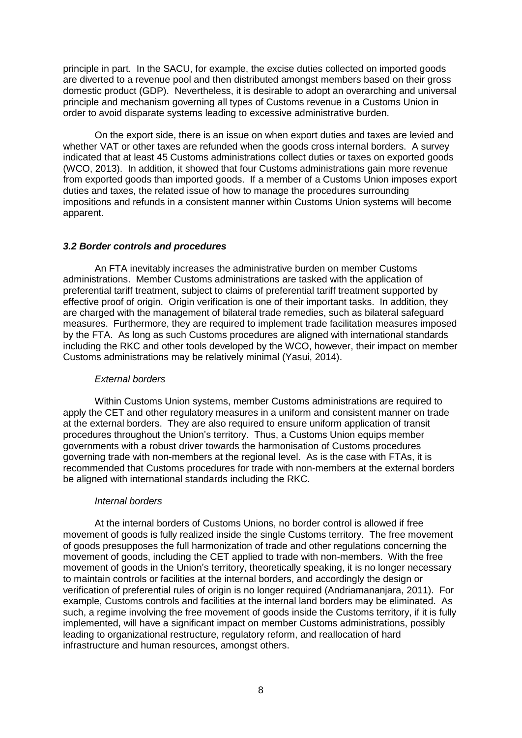principle in part. In the SACU, for example, the excise duties collected on imported goods are diverted to a revenue pool and then distributed amongst members based on their gross domestic product (GDP). Nevertheless, it is desirable to adopt an overarching and universal principle and mechanism governing all types of Customs revenue in a Customs Union in order to avoid disparate systems leading to excessive administrative burden.

On the export side, there is an issue on when export duties and taxes are levied and whether VAT or other taxes are refunded when the goods cross internal borders. A survey indicated that at least 45 Customs administrations collect duties or taxes on exported goods (WCO, 2013). In addition, it showed that four Customs administrations gain more revenue from exported goods than imported goods. If a member of a Customs Union imposes export duties and taxes, the related issue of how to manage the procedures surrounding impositions and refunds in a consistent manner within Customs Union systems will become apparent.

### *3.2 Border controls and procedures*

An FTA inevitably increases the administrative burden on member Customs administrations. Member Customs administrations are tasked with the application of preferential tariff treatment, subject to claims of preferential tariff treatment supported by effective proof of origin. Origin verification is one of their important tasks. In addition, they are charged with the management of bilateral trade remedies, such as bilateral safeguard measures. Furthermore, they are required to implement trade facilitation measures imposed by the FTA. As long as such Customs procedures are aligned with international standards including the RKC and other tools developed by the WCO, however, their impact on member Customs administrations may be relatively minimal (Yasui, 2014).

*External borders*

Within Customs Union systems, member Customs administrations are required to apply the CET and other regulatory measures in a uniform and consistent manner on trade at the external borders. They are also required to ensure uniform application of transit procedures throughout the Union's territory. Thus, a Customs Union equips member governments with a robust driver towards the harmonisation of Customs procedures governing trade with non-members at the regional level. As is the case with FTAs, it is recommended that Customs procedures for trade with non-members at the external borders be aligned with international standards including the RKC.

*Internal borders*

At the internal borders of Customs Unions, no border control is allowed if free movement of goods is fully realized inside the single Customs territory. The free movement of goods presupposes the full harmonization of trade and other regulations concerning the movement of goods, including the CET applied to trade with non-members. With the free movement of goods in the Union's territory, theoretically speaking, it is no longer necessary to maintain controls or facilities at the internal borders, and accordingly the design or verification of preferential rules of origin is no longer required (Andriamananjara, 2011). For example, Customs controls and facilities at the internal land borders may be eliminated. As such, a regime involving the free movement of goods inside the Customs territory, if it is fully implemented, will have a significant impact on member Customs administrations, possibly leading to organizational restructure, regulatory reform, and reallocation of hard infrastructure and human resources, amongst others.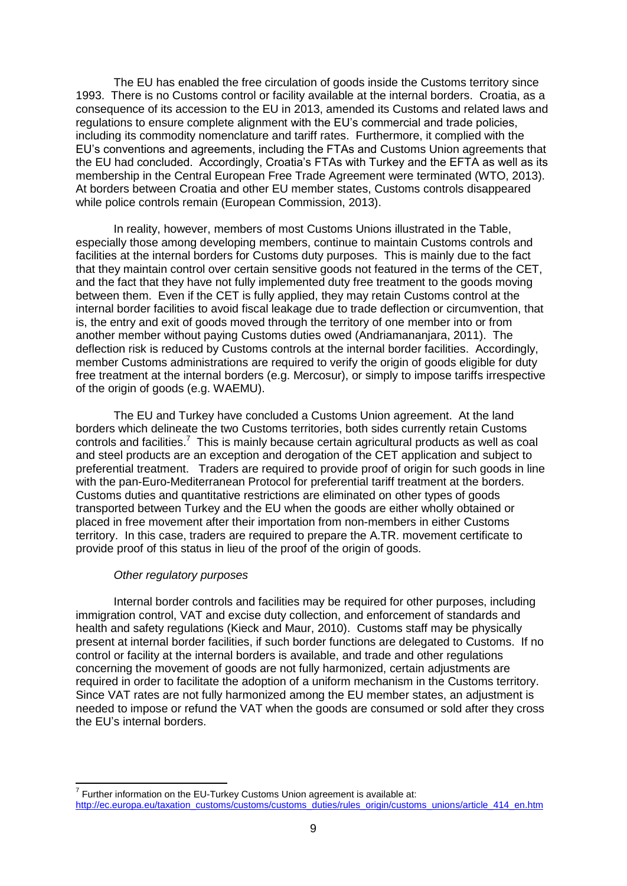The EU has enabled the free circulation of goods inside the Customs territory since 1993. There is no Customs control or facility available at the internal borders. Croatia, as a consequence of its accession to the EU in 2013, amended its Customs and related laws and regulations to ensure complete alignment with the EU's commercial and trade policies, including its commodity nomenclature and tariff rates. Furthermore, it complied with the EU's conventions and agreements, including the FTAs and Customs Union agreements that the EU had concluded. Accordingly, Croatia's FTAs with Turkey and the EFTA as well as its membership in the Central European Free Trade Agreement were terminated (WTO, 2013). At borders between Croatia and other EU member states, Customs controls disappeared while police controls remain (European Commission, 2013).

In reality, however, members of most Customs Unions illustrated in the Table, especially those among developing members, continue to maintain Customs controls and facilities at the internal borders for Customs duty purposes. This is mainly due to the fact that they maintain control over certain sensitive goods not featured in the terms of the CET, and the fact that they have not fully implemented duty free treatment to the goods moving between them. Even if the CET is fully applied, they may retain Customs control at the internal border facilities to avoid fiscal leakage due to trade deflection or circumvention, that is, the entry and exit of goods moved through the territory of one member into or from another member without paying Customs duties owed (Andriamananjara, 2011). The deflection risk is reduced by Customs controls at the internal border facilities. Accordingly, member Customs administrations are required to verify the origin of goods eligible for duty free treatment at the internal borders (e.g. Mercosur), or simply to impose tariffs irrespective of the origin of goods (e.g. WAEMU).

The EU and Turkey have concluded a Customs Union agreement. At the land borders which delineate the two Customs territories, both sides currently retain Customs controls and facilities.[7] This is mainly because certain agricultural products as well as coal and steel products are an exception and derogation of the CET application and subject to preferential treatment. Traders are required to provide proof of origin for such goods in line with the pan-Euro-Mediterranean Protocol for preferential tariff treatment at the borders. Customs duties and quantitative restrictions are eliminated on other types of goods transported between Turkey and the EU when the goods are either wholly obtained or placed in free movement after their importation from non-members in either Customs territory. In this case, traders are required to prepare the A.TR. movement certificate to provide proof of this status in lieu of the proof of the origin of goods.

*Other regulatory purposes*

Internal border controls and facilities may be required for other purposes, including immigration control, VAT and excise duty collection, and enforcement of standards and health and safety regulations (Kieck and Maur, 2010). Customs staff may be physically present at internal border facilities, if such border functions are delegated to Customs. If no control or facility at the internal borders is available, and trade and other regulations concerning the movement of goods are not fully harmonized, certain adjustments are required in order to facilitate the adoption of a uniform mechanism in the Customs territory. Since VAT rates are not fully harmonized among the EU member states, an adjustment is needed to impose or refund the VAT when the goods are consumed or sold after they cross the EU's internal borders.

---

[7] Further information on the EU-Turkey Customs Union agreement is available at: http://ec.europa.eu/taxation_customs/customs/customs_duties/rules_origin/customs_unions/article_414_en.htm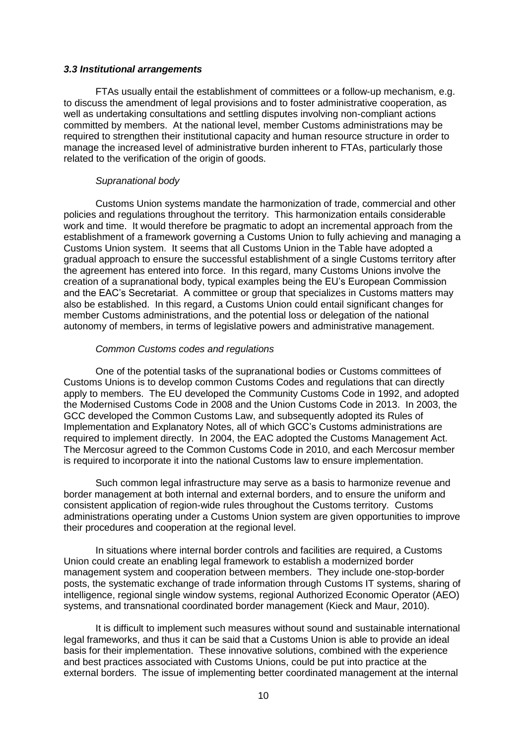### *3.3 Institutional arrangements*

FTAs usually entail the establishment of committees or a follow-up mechanism, e.g. to discuss the amendment of legal provisions and to foster administrative cooperation, as well as undertaking consultations and settling disputes involving non-compliant actions committed by members. At the national level, member Customs administrations may be required to strengthen their institutional capacity and human resource structure in order to manage the increased level of administrative burden inherent to FTAs, particularly those related to the verification of the origin of goods.

*Supranational body*

Customs Union systems mandate the harmonization of trade, commercial and other policies and regulations throughout the territory. This harmonization entails considerable work and time. It would therefore be pragmatic to adopt an incremental approach from the establishment of a framework governing a Customs Union to fully achieving and managing a Customs Union system. It seems that all Customs Union in the Table have adopted a gradual approach to ensure the successful establishment of a single Customs territory after the agreement has entered into force. In this regard, many Customs Unions involve the creation of a supranational body, typical examples being the EU's European Commission and the EAC's Secretariat. A committee or group that specializes in Customs matters may also be established. In this regard, a Customs Union could entail significant changes for member Customs administrations, and the potential loss or delegation of the national autonomy of members, in terms of legislative powers and administrative management.

*Common Customs codes and regulations*

One of the potential tasks of the supranational bodies or Customs committees of Customs Unions is to develop common Customs Codes and regulations that can directly apply to members. The EU developed the Community Customs Code in 1992, and adopted the Modernised Customs Code in 2008 and the Union Customs Code in 2013. In 2003, the GCC developed the Common Customs Law, and subsequently adopted its Rules of Implementation and Explanatory Notes, all of which GCC's Customs administrations are required to implement directly. In 2004, the EAC adopted the Customs Management Act. The Mercosur agreed to the Common Customs Code in 2010, and each Mercosur member is required to incorporate it into the national Customs law to ensure implementation.

Such common legal infrastructure may serve as a basis to harmonize revenue and border management at both internal and external borders, and to ensure the uniform and consistent application of region-wide rules throughout the Customs territory. Customs administrations operating under a Customs Union system are given opportunities to improve their procedures and cooperation at the regional level.

In situations where internal border controls and facilities are required, a Customs Union could create an enabling legal framework to establish a modernized border management system and cooperation between members. They include one-stop-border posts, the systematic exchange of trade information through Customs IT systems, sharing of intelligence, regional single window systems, regional Authorized Economic Operator (AEO) systems, and transnational coordinated border management (Kieck and Maur, 2010).

It is difficult to implement such measures without sound and sustainable international legal frameworks, and thus it can be said that a Customs Union is able to provide an ideal basis for their implementation. These innovative solutions, combined with the experience and best practices associated with Customs Unions, could be put into practice at the external borders. The issue of implementing better coordinated management at the internal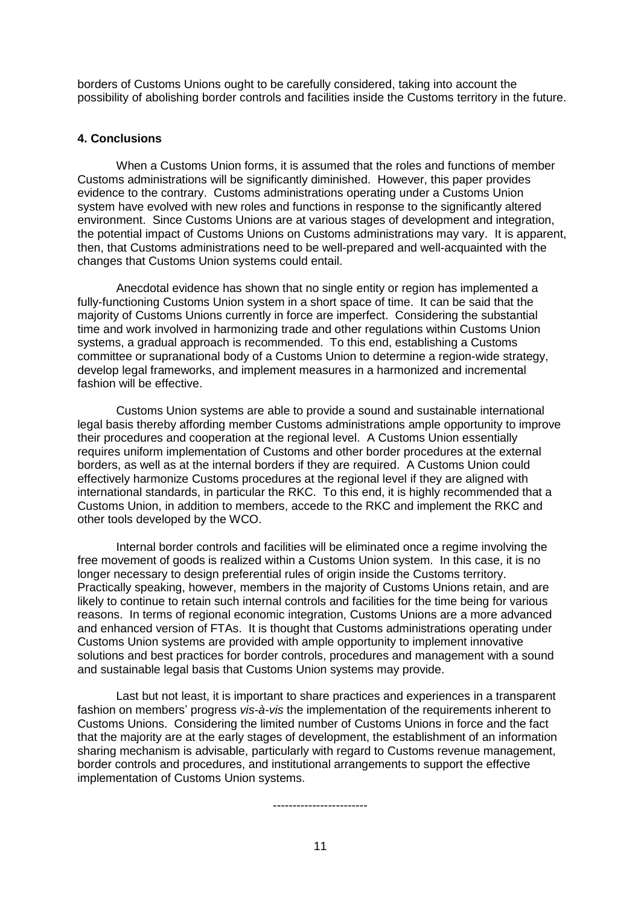borders of Customs Unions ought to be carefully considered, taking into account the possibility of abolishing border controls and facilities inside the Customs territory in the future.

## 4. Conclusions

When a Customs Union forms, it is assumed that the roles and functions of member Customs administrations will be significantly diminished. However, this paper provides evidence to the contrary. Customs administrations operating under a Customs Union system have evolved with new roles and functions in response to the significantly altered environment. Since Customs Unions are at various stages of development and integration, the potential impact of Customs Unions on Customs administrations may vary. It is apparent, then, that Customs administrations need to be well-prepared and well-acquainted with the changes that Customs Union systems could entail.

Anecdotal evidence has shown that no single entity or region has implemented a fully-functioning Customs Union system in a short space of time. It can be said that the majority of Customs Unions currently in force are imperfect. Considering the substantial time and work involved in harmonizing trade and other regulations within Customs Union systems, a gradual approach is recommended. To this end, establishing a Customs committee or supranational body of a Customs Union to determine a region-wide strategy, develop legal frameworks, and implement measures in a harmonized and incremental fashion will be effective.

Customs Union systems are able to provide a sound and sustainable international legal basis thereby affording member Customs administrations ample opportunity to improve their procedures and cooperation at the regional level. A Customs Union essentially requires uniform implementation of Customs and other border procedures at the external borders, as well as at the internal borders if they are required. A Customs Union could effectively harmonize Customs procedures at the regional level if they are aligned with international standards, in particular the RKC. To this end, it is highly recommended that a Customs Union, in addition to members, accede to the RKC and implement the RKC and other tools developed by the WCO.

Internal border controls and facilities will be eliminated once a regime involving the free movement of goods is realized within a Customs Union system. In this case, it is no longer necessary to design preferential rules of origin inside the Customs territory. Practically speaking, however, members in the majority of Customs Unions retain, and are likely to continue to retain such internal controls and facilities for the time being for various reasons. In terms of regional economic integration, Customs Unions are a more advanced and enhanced version of FTAs. It is thought that Customs administrations operating under Customs Union systems are provided with ample opportunity to implement innovative solutions and best practices for border controls, procedures and management with a sound and sustainable legal basis that Customs Union systems may provide.

Last but not least, it is important to share practices and experiences in a transparent fashion on members' progress *vis-à-vis* the implementation of the requirements inherent to Customs Unions. Considering the limited number of Customs Unions in force and the fact that the majority are at the early stages of development, the establishment of an information sharing mechanism is advisable, particularly with regard to Customs revenue management, border controls and procedures, and institutional arrangements to support the effective implementation of Customs Union systems.

------------------------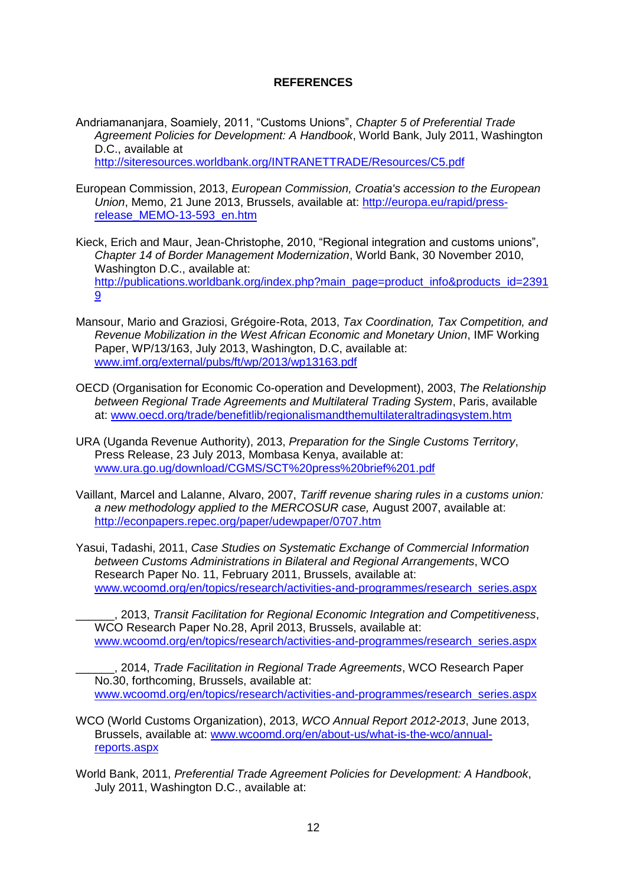**REFERENCES**

Andriamananjara, Soamiely, 2011, "Customs Unions", *Chapter 5 of Preferential Trade Agreement Policies for Development: A Handbook*, World Bank, July 2011, Washington D.C., available at http://siteresources.worldbank.org/INTRANETTRADE/Resources/C5.pdf

European Commission, 2013, *European Commission, Croatia's accession to the European Union*, Memo, 21 June 2013, Brussels, available at: http://europa.eu/rapid/press-release_MEMO-13-593_en.htm

Kieck, Erich and Maur, Jean-Christophe, 2010, "Regional integration and customs unions", *Chapter 14 of Border Management Modernization*, World Bank, 30 November 2010, Washington D.C., available at: http://publications.worldbank.org/index.php?main_page=product_info&products_id=23919

Mansour, Mario and Graziosi, Grégoire-Rota, 2013, *Tax Coordination, Tax Competition, and Revenue Mobilization in the West African Economic and Monetary Union*, IMF Working Paper, WP/13/163, July 2013, Washington, D.C, available at: www.imf.org/external/pubs/ft/wp/2013/wp13163.pdf

OECD (Organisation for Economic Co-operation and Development), 2003, *The Relationship between Regional Trade Agreements and Multilateral Trading System*, Paris, available at: www.oecd.org/trade/benefitlib/regionalismandthemultilateraltradingsystem.htm

URA (Uganda Revenue Authority), 2013, *Preparation for the Single Customs Territory*, Press Release, 23 July 2013, Mombasa Kenya, available at: www.ura.go.ug/download/CGMS/SCT%20press%20brief%201.pdf

Vaillant, Marcel and Lalanne, Alvaro, 2007, *Tariff revenue sharing rules in a customs union: a new methodology applied to the MERCOSUR case,* August 2007, available at: http://econpapers.repec.org/paper/udewpaper/0707.htm

Yasui, Tadashi, 2011, *Case Studies on Systematic Exchange of Commercial Information between Customs Administrations in Bilateral and Regional Arrangements*, WCO Research Paper No. 11, February 2011, Brussels, available at: www.wcoomd.org/en/topics/research/activities-and-programmes/research_series.aspx

______, 2013, *Transit Facilitation for Regional Economic Integration and Competitiveness*, WCO Research Paper No.28, April 2013, Brussels, available at: www.wcoomd.org/en/topics/research/activities-and-programmes/research_series.aspx

______, 2014, *Trade Facilitation in Regional Trade Agreements*, WCO Research Paper No.30, forthcoming, Brussels, available at: www.wcoomd.org/en/topics/research/activities-and-programmes/research_series.aspx

WCO (World Customs Organization), 2013, *WCO Annual Report 2012-2013*, June 2013, Brussels, available at: www.wcoomd.org/en/about-us/what-is-the-wco/annual-reports.aspx

World Bank, 2011, *Preferential Trade Agreement Policies for Development: A Handbook*, July 2011, Washington D.C., available at: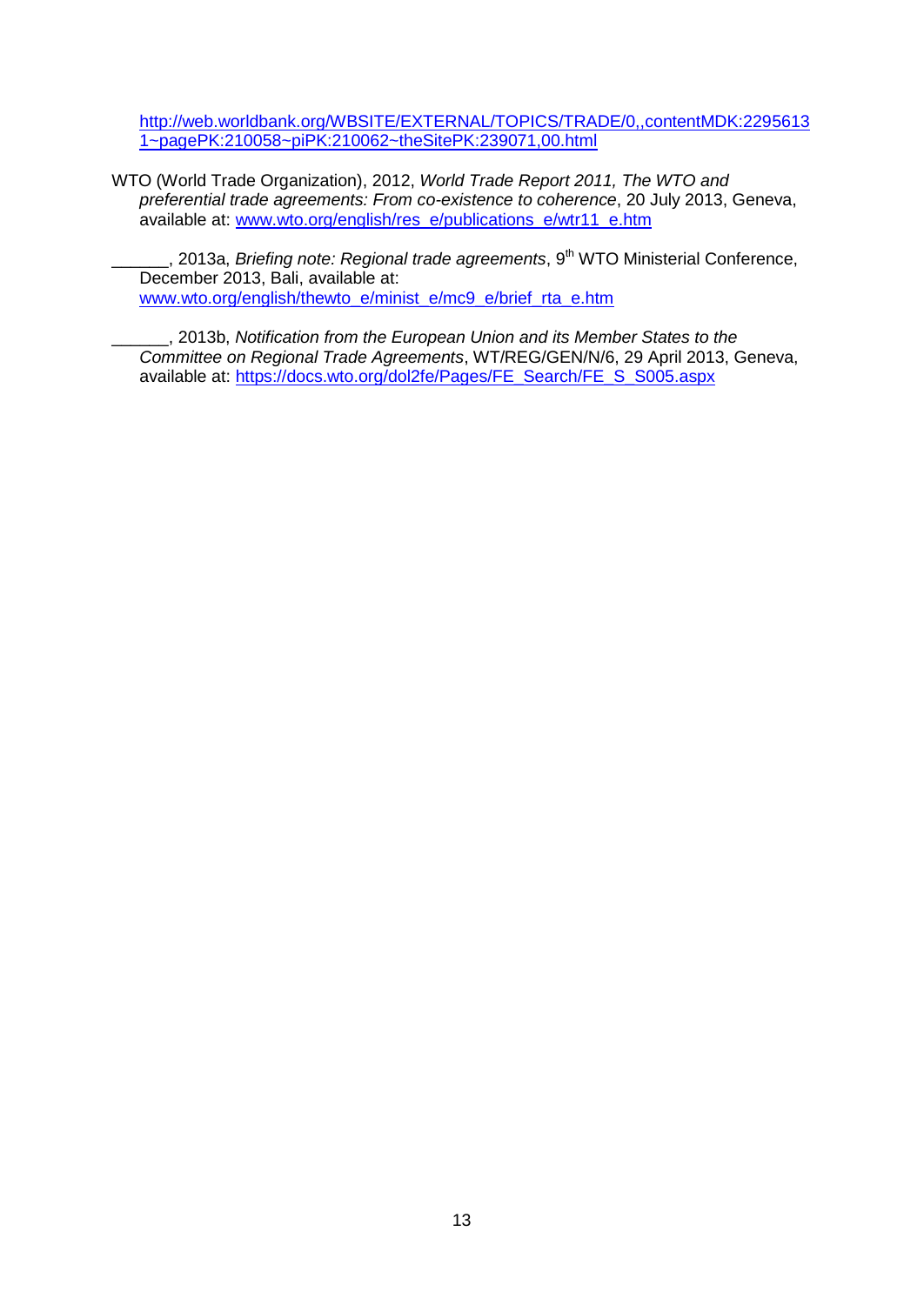http://web.worldbank.org/WBSITE/EXTERNAL/TOPICS/TRADE/0,,contentMDK:22956131~pagePK:210058~piPK:210062~theSitePK:239071,00.html

WTO (World Trade Organization), 2012, *World Trade Report 2011, The WTO and preferential trade agreements: From co-existence to coherence*, 20 July 2013, Geneva, available at: www.wto.org/english/res_e/publications_e/wtr11_e.htm

______, 2013a, *Briefing note: Regional trade agreements*, 9th WTO Ministerial Conference, December 2013, Bali, available at: www.wto.org/english/thewto_e/minist_e/mc9_e/brief_rta_e.htm

______, 2013b, *Notification from the European Union and its Member States to the Committee on Regional Trade Agreements*, WT/REG/GEN/N/6, 29 April 2013, Geneva, available at: https://docs.wto.org/dol2fe/Pages/FE_Search/FE_S_S005.aspx